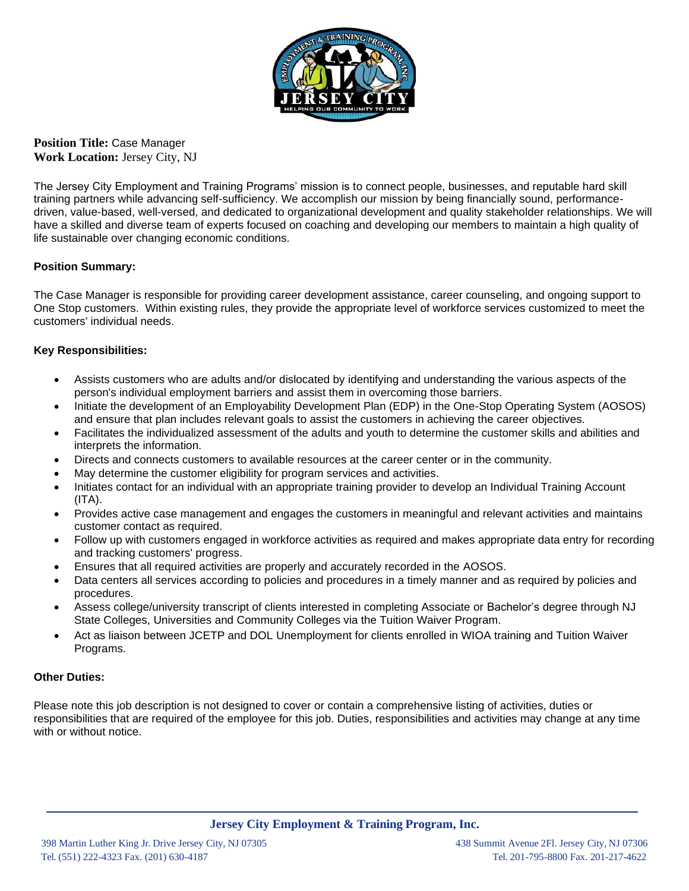**Position Title:** Case Manager
**Work Location:** Jersey City, NJ

The Jersey City Employment and Training Programs' mission is to connect people, businesses, and reputable hard skill training partners while advancing self-sufficiency. We accomplish our mission by being financially sound, performance-driven, value-based, well-versed, and dedicated to organizational development and quality stakeholder relationships. We will have a skilled and diverse team of experts focused on coaching and developing our members to maintain a high quality of life sustainable over changing economic conditions.

**Position Summary:**

The Case Manager is responsible for providing career development assistance, career counseling, and ongoing support to One Stop customers. Within existing rules, they provide the appropriate level of workforce services customized to meet the customers' individual needs.

**Key Responsibilities:**

- Assists customers who are adults and/or dislocated by identifying and understanding the various aspects of the person's individual employment barriers and assist them in overcoming those barriers.
- Initiate the development of an Employability Development Plan (EDP) in the One-Stop Operating System (AOSOS) and ensure that plan includes relevant goals to assist the customers in achieving the career objectives.
- Facilitates the individualized assessment of the adults and youth to determine the customer skills and abilities and interprets the information.
- Directs and connects customers to available resources at the career center or in the community.
- May determine the customer eligibility for program services and activities.
- Initiates contact for an individual with an appropriate training provider to develop an Individual Training Account (ITA).
- Provides active case management and engages the customers in meaningful and relevant activities and maintains customer contact as required.
- Follow up with customers engaged in workforce activities as required and makes appropriate data entry for recording and tracking customers' progress.
- Ensures that all required activities are properly and accurately recorded in the AOSOS.
- Data centers all services according to policies and procedures in a timely manner and as required by policies and procedures.
- Assess college/university transcript of clients interested in completing Associate or Bachelor's degree through NJ State Colleges, Universities and Community Colleges via the Tuition Waiver Program.
- Act as liaison between JCETP and DOL Unemployment for clients enrolled in WIOA training and Tuition Waiver Programs.

**Other Duties:**

Please note this job description is not designed to cover or contain a comprehensive listing of activities, duties or responsibilities that are required of the employee for this job. Duties, responsibilities and activities may change at any time with or without notice.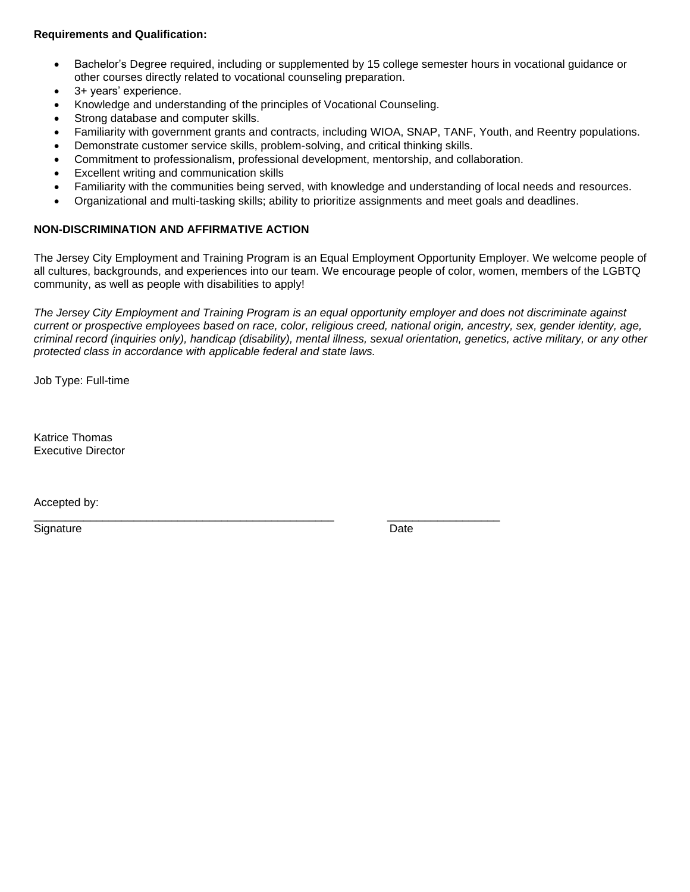**Requirements and Qualification:**

- Bachelor's Degree required, including or supplemented by 15 college semester hours in vocational guidance or other courses directly related to vocational counseling preparation.
- 3+ years' experience.
- Knowledge and understanding of the principles of Vocational Counseling.
- Strong database and computer skills.
- Familiarity with government grants and contracts, including WIOA, SNAP, TANF, Youth, and Reentry populations.
- Demonstrate customer service skills, problem-solving, and critical thinking skills.
- Commitment to professionalism, professional development, mentorship, and collaboration.
- Excellent writing and communication skills
- Familiarity with the communities being served, with knowledge and understanding of local needs and resources.
- Organizational and multi-tasking skills; ability to prioritize assignments and meet goals and deadlines.

**NON-DISCRIMINATION AND AFFIRMATIVE ACTION**

The Jersey City Employment and Training Program is an Equal Employment Opportunity Employer. We welcome people of all cultures, backgrounds, and experiences into our team. We encourage people of color, women, members of the LGBTQ community, as well as people with disabilities to apply!

*The Jersey City Employment and Training Program is an equal opportunity employer and does not discriminate against current or prospective employees based on race, color, religious creed, national origin, ancestry, sex, gender identity, age, criminal record (inquiries only), handicap (disability), mental illness, sexual orientation, genetics, active military, or any other protected class in accordance with applicable federal and state laws.*

Job Type: Full-time

Katrice Thomas
Executive Director

Accepted by:

______________________________________________ __________________
Signature Date